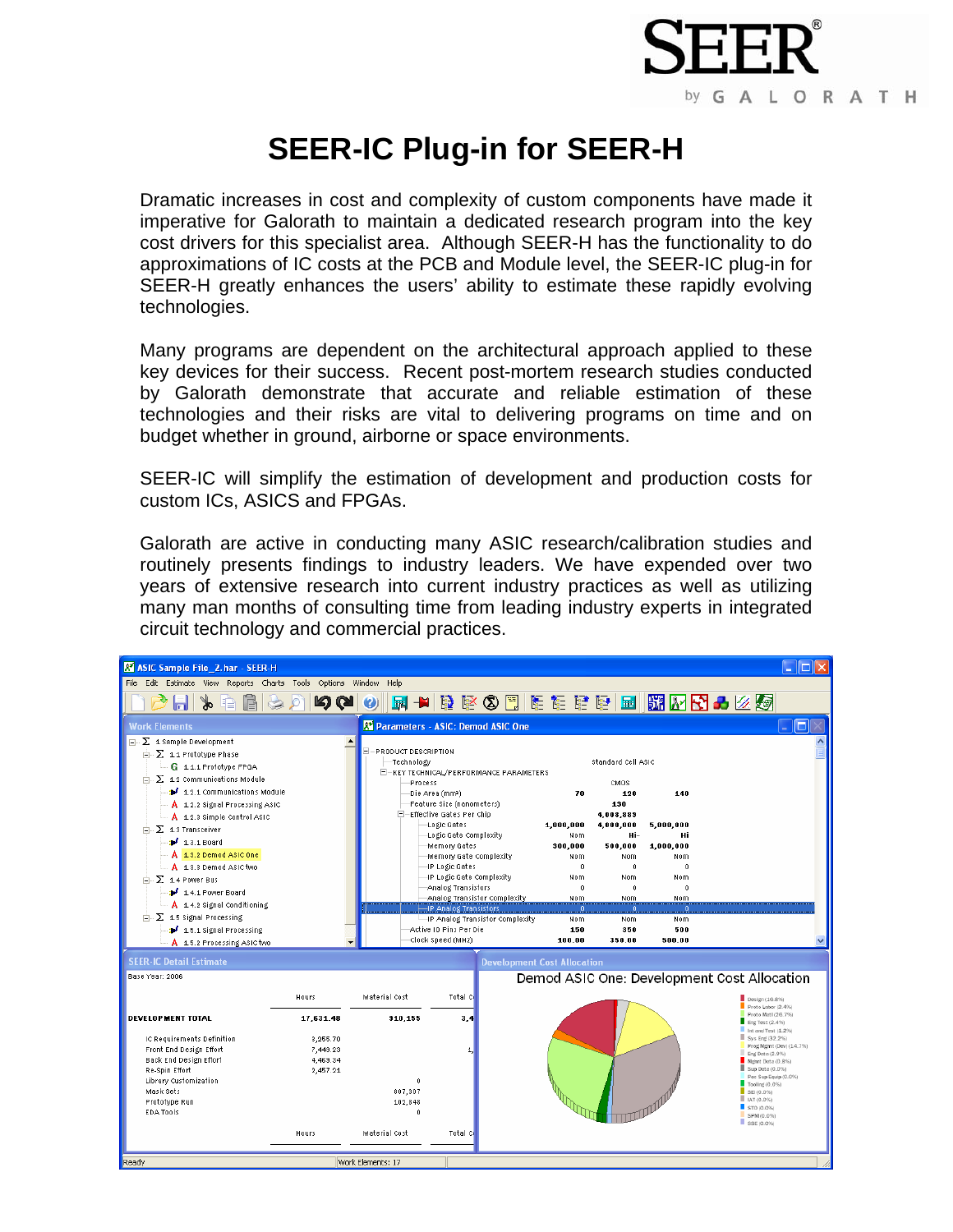# SEER-IC Plug-in for SEER-H

Dramatic increases in cost and complexity of custom components have made it imperative for Galorath to maintain a dedicated research program into the key cost drivers for this specialist area. Although SEER-H has the functionality to do approximations of IC costs at the PCB and Module level, the SEER-IC plug-in for SEER-H greatly enhances the users' ability to estimate these rapidly evolving technologies.

Many programs are dependent on the architectural approach applied to these key devices for their success. Recent post-mortem research studies conducted by Galorath demonstrate that accurate and reliable estimation of these technologies and their risks are vital to delivering programs on time and on budget whether in ground, airborne or space environments.

SEER-IC will simplify the estimation of development and production costs for custom ICs, ASICS and FPGAs.

Galorath are active in conducting many ASIC research/calibration studies and routinely presents findings to industry leaders. We have expended over two years of extensive research into current industry practices as well as utilizing many man months of consulting time from leading industry experts in integrated circuit technology and commercial practices.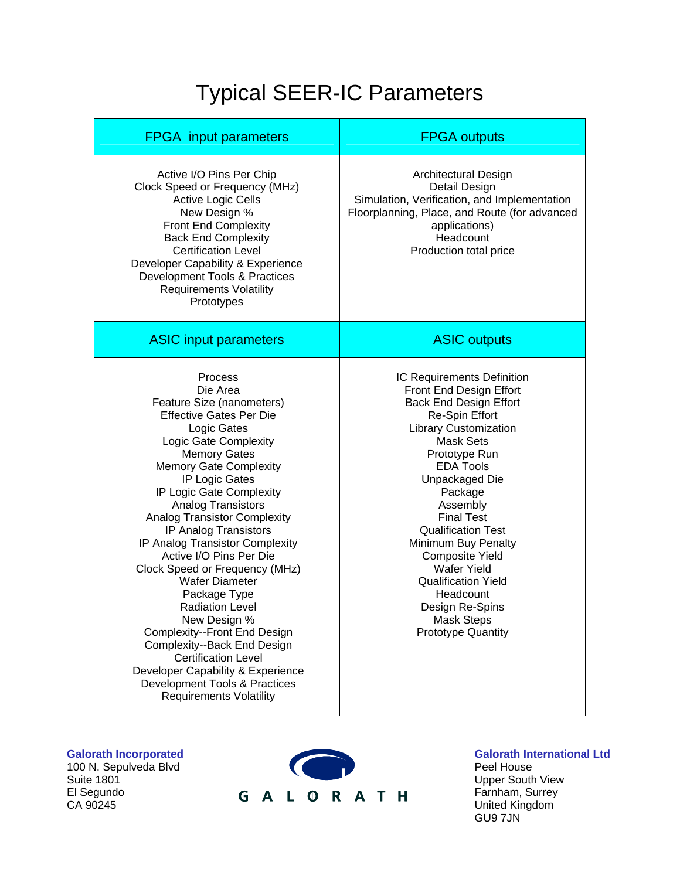# Typical SEER-IC Parameters

| FPGA input parameters | FPGA outputs |
| --- | --- |
| Active I/O Pins Per Chip<br>Clock Speed or Frequency (MHz)<br>Active Logic Cells<br>New Design %<br>Front End Complexity<br>Back End Complexity<br>Certification Level<br>Developer Capability & Experience<br>Development Tools & Practices<br>Requirements Volatility<br>Prototypes | Architectural Design<br>Detail Design<br>Simulation, Verification, and Implementation<br>Floorplanning, Place, and Route (for advanced applications)<br>Headcount<br>Production total price |
| **ASIC input parameters** | **ASIC outputs** |
| Process<br>Die Area<br>Feature Size (nanometers)<br>Effective Gates Per Die<br>Logic Gates<br>Logic Gate Complexity<br>Memory Gates<br>Memory Gate Complexity<br>IP Logic Gates<br>IP Logic Gate Complexity<br>Analog Transistors<br>Analog Transistor Complexity<br>IP Analog Transistors<br>IP Analog Transistor Complexity<br>Active I/O Pins Per Die<br>Clock Speed or Frequency (MHz)<br>Wafer Diameter<br>Package Type<br>Radiation Level<br>New Design %<br>Complexity--Front End Design<br>Complexity--Back End Design<br>Certification Level<br>Developer Capability & Experience<br>Development Tools & Practices<br>Requirements Volatility | IC Requirements Definition<br>Front End Design Effort<br>Back End Design Effort<br>Re-Spin Effort<br>Library Customization<br>Mask Sets<br>Prototype Run<br>EDA Tools<br>Unpackaged Die<br>Package<br>Assembly<br>Final Test<br>Qualification Test<br>Minimum Buy Penalty<br>Composite Yield<br>Wafer Yield<br>Qualification Yield<br>Headcount<br>Design Re-Spins<br>Mask Steps<br>Prototype Quantity |

**Galorath Incorporated**
100 N. Sepulveda Blvd
Suite 1801
El Segundo
CA 90245

GALORATH

**Galorath International Ltd**
Peel House
Upper South View
Farnham, Surrey
United Kingdom
GU9 7JN